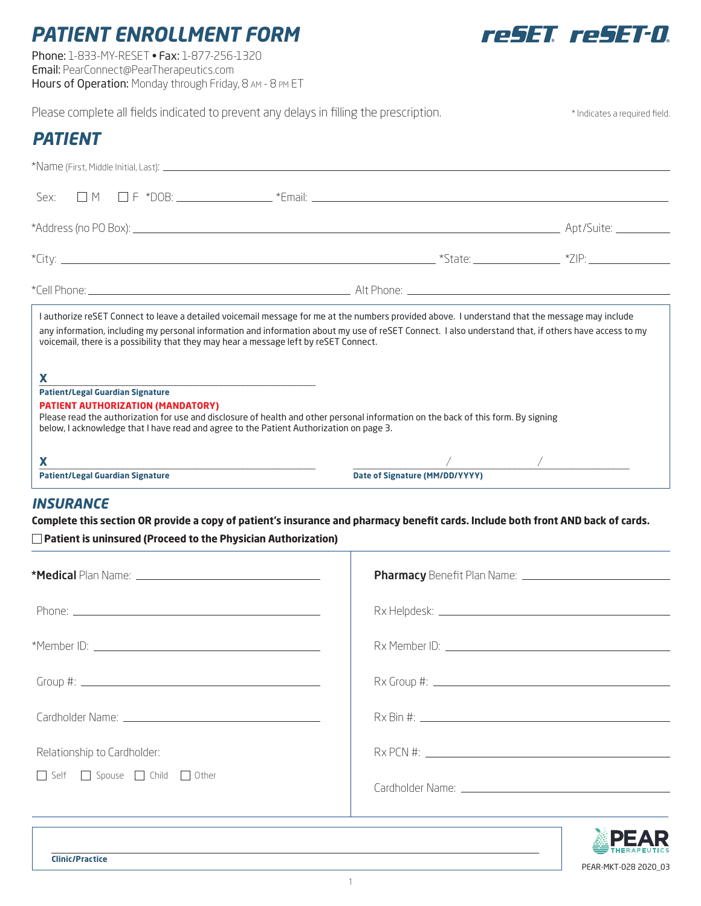# PATIENT ENROLLMENT FORM

reSET reSET-O

**Phone:** 1-833-MY-RESET • **Fax:** 1-877-256-1320
**Email:** PearConnect@PearTherapeutics.com
**Hours of Operation:** Monday through Friday, 8 AM - 8 PM ET

Please complete all fields indicated to prevent any delays in filling the prescription.

* Indicates a required field.

## PATIENT

*Name (First, Middle Initial, Last): ______________________________

Sex: ☐ M ☐ F *DOB: ______________ *Email: ______________________________

*Address (no PO Box): ______________________________ Apt/Suite: __________

*City: ______________________________ *State: ______________ *ZIP: ______________

*Cell Phone: ______________________________ Alt Phone: ______________________________

I authorize reSET Connect to leave a detailed voicemail message for me at the numbers provided above. I understand that the message may include any information, including my personal information and information about my use of reSET Connect. I also understand that, if others have access to my voicemail, there is a possibility that they may hear a message left by reSET Connect.

**X** ______________________________
**Patient/Legal Guardian Signature**

**PATIENT AUTHORIZATION (MANDATORY)**
Please read the authorization for use and disclosure of health and other personal information on the back of this form. By signing below, I acknowledge that I have read and agree to the Patient Authorization on page 3.

**X** ______________________________ ________ / ________ / ________
**Patient/Legal Guardian Signature** **Date of Signature (MM/DD/YYYY)**

## INSURANCE

**Complete this section OR provide a copy of patient's insurance and pharmacy benefit cards. Include both front AND back of cards.**

☐ **Patient is uninsured (Proceed to the Physician Authorization)**

**\*Medical** Plan Name: ______________________________

Phone: ______________________________

*Member ID: ______________________________

Group #: ______________________________

Cardholder Name: ______________________________

Relationship to Cardholder:

☐ Self ☐ Spouse ☐ Child ☐ Other

**Pharmacy** Benefit Plan Name: ______________________________

Rx Helpdesk: ______________________________

Rx Member ID: ______________________________

Rx Group #: ______________________________

Rx Bin #: ______________________________

Rx PCN #: ______________________________

Cardholder Name: ______________________________

______________________________
**Clinic/Practice**

PEAR THERAPEUTICS

PEAR-MKT-028 2020_03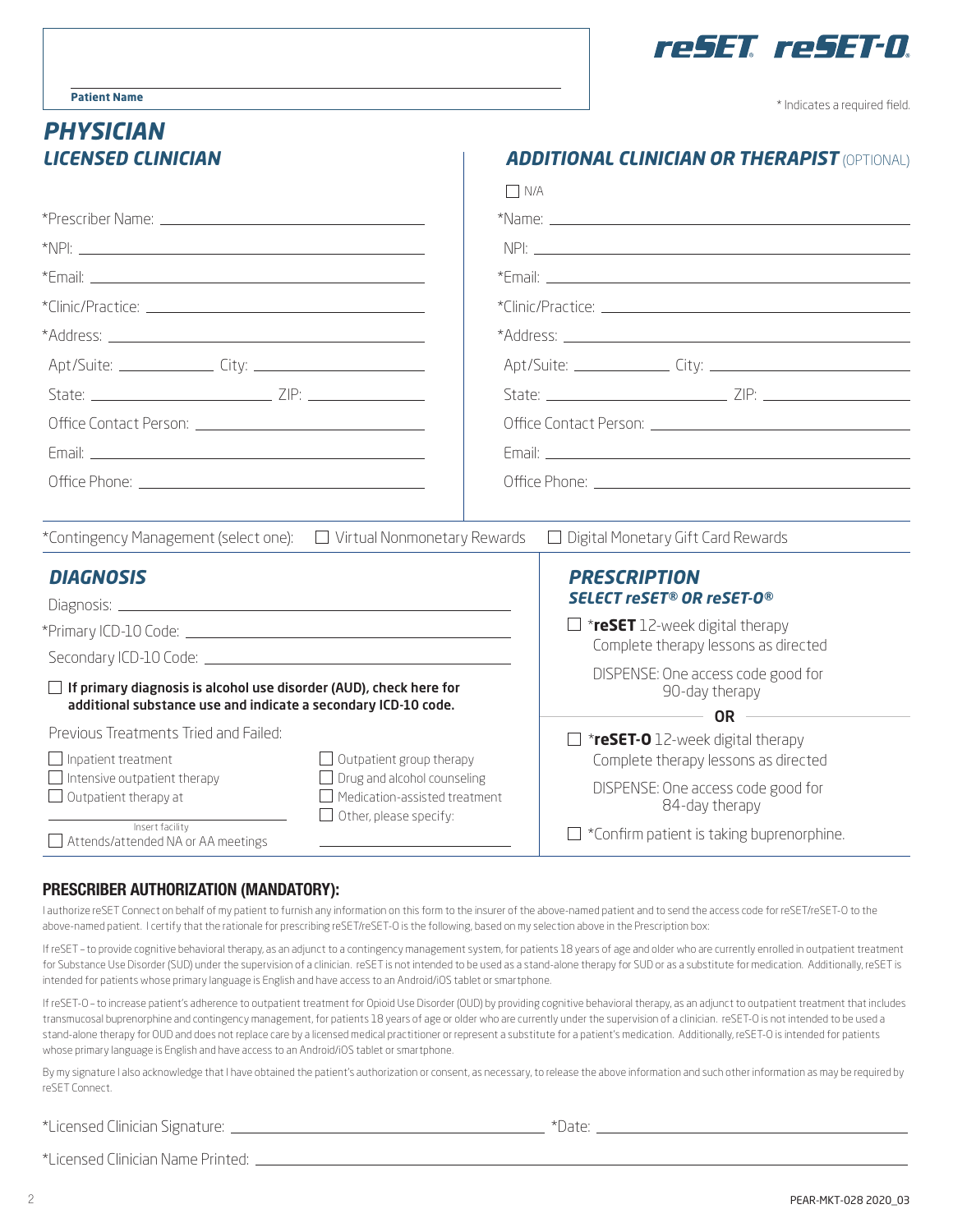**reSET reSET-O**

Patient Name

\* Indicates a required field.

## PHYSICIAN
### LICENSED CLINICIAN

*Prescriber Name: ______________________

*NPI: ______________________

*Email: ______________________

*Clinic/Practice: ______________________

*Address: ______________________

Apt/Suite: __________ City: ______________

State: ______________ ZIP: __________

Office Contact Person: ______________________

Email: ______________________

Office Phone: ______________________

### ADDITIONAL CLINICIAN OR THERAPIST (OPTIONAL)

☐ N/A

*Name: ______________________

NPI: ______________________

*Email: ______________________

*Clinic/Practice: ______________________

*Address: ______________________

Apt/Suite: __________ City: ______________

State: ______________ ZIP: __________

Office Contact Person: ______________________

Email: ______________________

Office Phone: ______________________

*Contingency Management (select one): ☐ Virtual Nonmonetary Rewards ☐ Digital Monetary Gift Card Rewards

## DIAGNOSIS

Diagnosis: ______________________

*Primary ICD-10 Code: ______________________

Secondary ICD-10 Code: ______________________

☐ **If primary diagnosis is alcohol use disorder (AUD), check here for additional substance use and indicate a secondary ICD-10 code.**

Previous Treatments Tried and Failed:

- ☐ Inpatient treatment
- ☐ Intensive outpatient therapy
- ☐ Outpatient therapy at ______________________ (Insert facility)
- ☐ Attends/attended NA or AA meetings
- ☐ Outpatient group therapy
- ☐ Drug and alcohol counseling
- ☐ Medication-assisted treatment
- ☐ Other, please specify: ______________________

## PRESCRIPTION
### SELECT reSET® OR reSET-O®

☐ ***reSET** 12-week digital therapy
Complete therapy lessons as directed

DISPENSE: One access code good for 90-day therapy

**OR**

☐ ***reSET-O** 12-week digital therapy
Complete therapy lessons as directed

DISPENSE: One access code good for 84-day therapy

☐ *Confirm patient is taking buprenorphine.

## PRESCRIBER AUTHORIZATION (MANDATORY):

I authorize reSET Connect on behalf of my patient to furnish any information on this form to the insurer of the above-named patient and to send the access code for reSET/reSET-O to the above-named patient. I certify that the rationale for prescribing reSET/reSET-O is the following, based on my selection above in the Prescription box:

If reSET – to provide cognitive behavioral therapy, as an adjunct to a contingency management system, for patients 18 years of age and older who are currently enrolled in outpatient treatment for Substance Use Disorder (SUD) under the supervision of a clinician. reSET is not intended to be used as a stand-alone therapy for SUD or as a substitute for medication. Additionally, reSET is intended for patients whose primary language is English and have access to an Android/iOS tablet or smartphone.

If reSET-O – to increase patient's adherence to outpatient treatment for Opioid Use Disorder (OUD) by providing cognitive behavioral therapy, as an adjunct to outpatient treatment that includes transmucosal buprenorphine and contingency management, for patients 18 years of age or older who are currently under the supervision of a clinician. reSET-O is not intended to be used a stand-alone therapy for OUD and does not replace care by a licensed medical practitioner or represent a substitute for a patient's medication. Additionally, reSET-O is intended for patients whose primary language is English and have access to an Android/iOS tablet or smartphone.

By my signature I also acknowledge that I have obtained the patient's authorization or consent, as necessary, to release the above information and such other information as may be required by reSET Connect.

*Licensed Clinician Signature: ______________________ *Date: ______________

*Licensed Clinician Name Printed: ______________________

PEAR-MKT-028 2020_03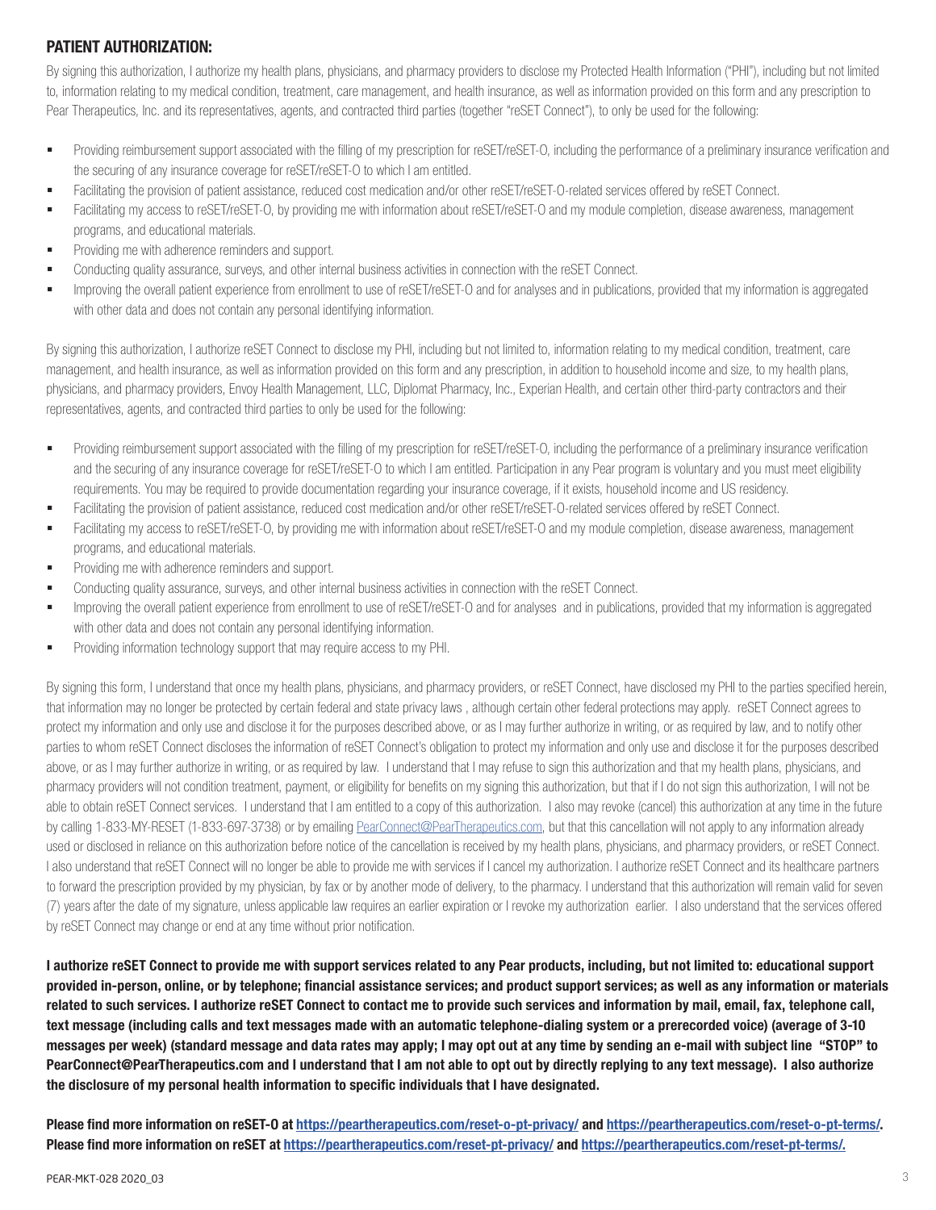## PATIENT AUTHORIZATION:

By signing this authorization, I authorize my health plans, physicians, and pharmacy providers to disclose my Protected Health Information ("PHI"), including but not limited to, information relating to my medical condition, treatment, care management, and health insurance, as well as information provided on this form and any prescription to Pear Therapeutics, Inc. and its representatives, agents, and contracted third parties (together "reSET Connect"), to only be used for the following:

- Providing reimbursement support associated with the filling of my prescription for reSET/reSET-O, including the performance of a preliminary insurance verification and the securing of any insurance coverage for reSET/reSET-O to which I am entitled.
- Facilitating the provision of patient assistance, reduced cost medication and/or other reSET/reSET-O-related services offered by reSET Connect.
- Facilitating my access to reSET/reSET-O, by providing me with information about reSET/reSET-O and my module completion, disease awareness, management programs, and educational materials.
- Providing me with adherence reminders and support.
- Conducting quality assurance, surveys, and other internal business activities in connection with the reSET Connect.
- Improving the overall patient experience from enrollment to use of reSET/reSET-O and for analyses and in publications, provided that my information is aggregated with other data and does not contain any personal identifying information.

By signing this authorization, I authorize reSET Connect to disclose my PHI, including but not limited to, information relating to my medical condition, treatment, care management, and health insurance, as well as information provided on this form and any prescription, in addition to household income and size, to my health plans, physicians, and pharmacy providers, Envoy Health Management, LLC, Diplomat Pharmacy, Inc., Experian Health, and certain other third-party contractors and their representatives, agents, and contracted third parties to only be used for the following:

- Providing reimbursement support associated with the filling of my prescription for reSET/reSET-O, including the performance of a preliminary insurance verification and the securing of any insurance coverage for reSET/reSET-O to which I am entitled. Participation in any Pear program is voluntary and you must meet eligibility requirements. You may be required to provide documentation regarding your insurance coverage, if it exists, household income and US residency.
- Facilitating the provision of patient assistance, reduced cost medication and/or other reSET/reSET-O-related services offered by reSET Connect.
- Facilitating my access to reSET/reSET-O, by providing me with information about reSET/reSET-O and my module completion, disease awareness, management programs, and educational materials.
- Providing me with adherence reminders and support.
- Conducting quality assurance, surveys, and other internal business activities in connection with the reSET Connect.
- Improving the overall patient experience from enrollment to use of reSET/reSET-O and for analyses and in publications, provided that my information is aggregated with other data and does not contain any personal identifying information.
- Providing information technology support that may require access to my PHI.

By signing this form, I understand that once my health plans, physicians, and pharmacy providers, or reSET Connect, have disclosed my PHI to the parties specified herein, that information may no longer be protected by certain federal and state privacy laws , although certain other federal protections may apply. reSET Connect agrees to protect my information and only use and disclose it for the purposes described above, or as I may further authorize in writing, or as required by law, and to notify other parties to whom reSET Connect discloses the information of reSET Connect's obligation to protect my information and only use and disclose it for the purposes described above, or as I may further authorize in writing, or as required by law. I understand that I may refuse to sign this authorization and that my health plans, physicians, and pharmacy providers will not condition treatment, payment, or eligibility for benefits on my signing this authorization, but that if I do not sign this authorization, I will not be able to obtain reSET Connect services. I understand that I am entitled to a copy of this authorization. I also may revoke (cancel) this authorization at any time in the future by calling 1-833-MY-RESET (1-833-697-3738) or by emailing PearConnect@PearTherapeutics.com, but that this cancellation will not apply to any information already used or disclosed in reliance on this authorization before notice of the cancellation is received by my health plans, physicians, and pharmacy providers, or reSET Connect. I also understand that reSET Connect will no longer be able to provide me with services if I cancel my authorization. I authorize reSET Connect and its healthcare partners to forward the prescription provided by my physician, by fax or by another mode of delivery, to the pharmacy. I understand that this authorization will remain valid for seven (7) years after the date of my signature, unless applicable law requires an earlier expiration or I revoke my authorization earlier. I also understand that the services offered by reSET Connect may change or end at any time without prior notification.

**I authorize reSET Connect to provide me with support services related to any Pear products, including, but not limited to: educational support provided in-person, online, or by telephone; financial assistance services; and product support services; as well as any information or materials related to such services. I authorize reSET Connect to contact me to provide such services and information by mail, email, fax, telephone call, text message (including calls and text messages made with an automatic telephone-dialing system or a prerecorded voice) (average of 3-10 messages per week) (standard message and data rates may apply; I may opt out at any time by sending an e-mail with subject line "STOP" to PearConnect@PearTherapeutics.com and I understand that I am not able to opt out by directly replying to any text message). I also authorize the disclosure of my personal health information to specific individuals that I have designated.**

**Please find more information on reSET-O at https://peartherapeutics.com/reset-o-pt-privacy/ and https://peartherapeutics.com/reset-o-pt-terms/. Please find more information on reSET at https://peartherapeutics.com/reset-pt-privacy/ and https://peartherapeutics.com/reset-pt-terms/.**

PEAR-MKT-028 2020_03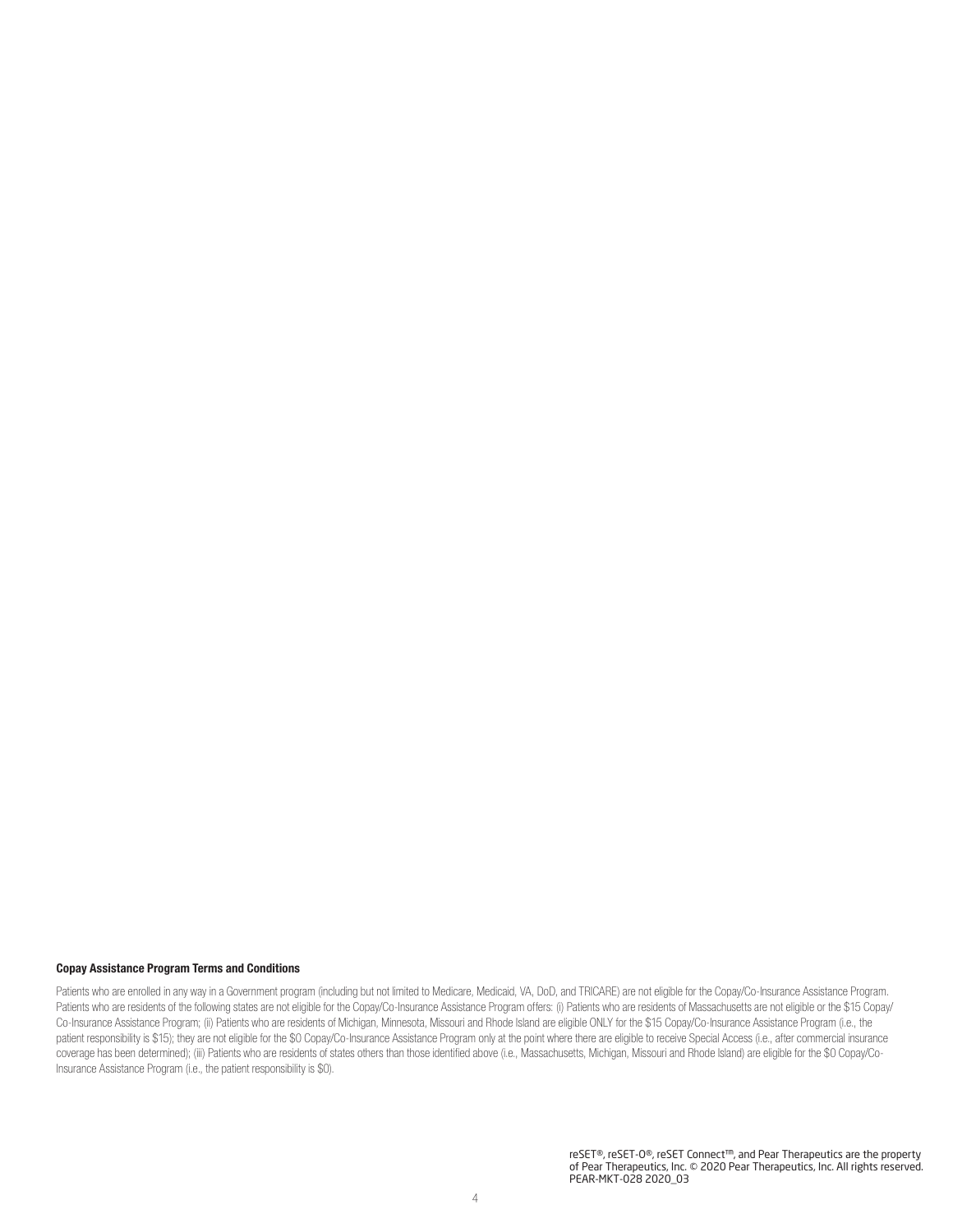**Copay Assistance Program Terms and Conditions**

Patients who are enrolled in any way in a Government program (including but not limited to Medicare, Medicaid, VA, DoD, and TRICARE) are not eligible for the Copay/Co-Insurance Assistance Program. Patients who are residents of the following states are not eligible for the Copay/Co-Insurance Assistance Program offers: (i) Patients who are residents of Massachusetts are not eligible or the $15 Copay/ Co-Insurance Assistance Program; (ii) Patients who are residents of Michigan, Minnesota, Missouri and Rhode Island are eligible ONLY for the $15 Copay/Co-Insurance Assistance Program (i.e., the patient responsibility is $15); they are not eligible for the $0 Copay/Co-Insurance Assistance Program only at the point where there are eligible to receive Special Access (i.e., after commercial insurance coverage has been determined); (iii) Patients who are residents of states others than those identified above (i.e., Massachusetts, Michigan, Missouri and Rhode Island) are eligible for the $0 Copay/Co-Insurance Assistance Program (i.e., the patient responsibility is $0).

reSET®, reSET-O®, reSET Connect™, and Pear Therapeutics are the property of Pear Therapeutics, Inc. © 2020 Pear Therapeutics, Inc. All rights reserved.
PEAR-MKT-028 2020_03